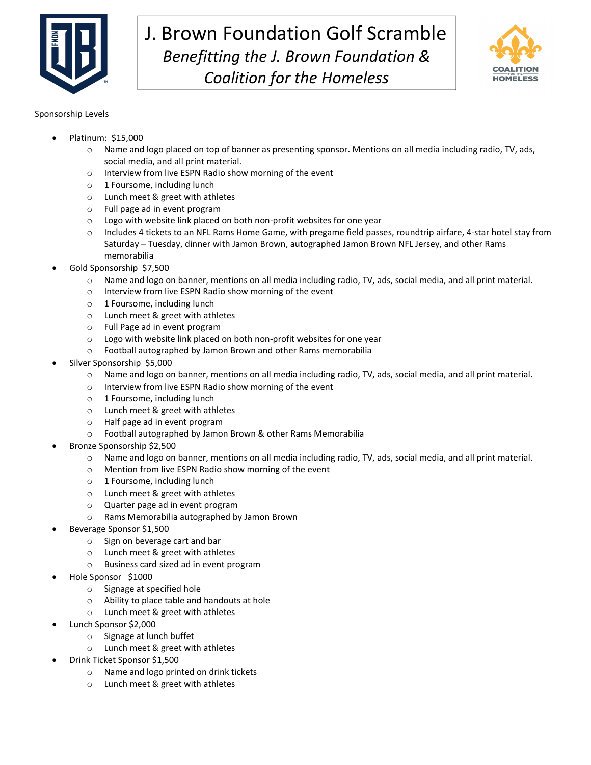# J. Brown Foundation Golf Scramble

*Benefitting the J. Brown Foundation & Coalition for the Homeless*

Sponsorship Levels

- Platinum: $15,000
  - Name and logo placed on top of banner as presenting sponsor. Mentions on all media including radio, TV, ads, social media, and all print material.
  - Interview from live ESPN Radio show morning of the event
  - 1 Foursome, including lunch
  - Lunch meet & greet with athletes
  - Full page ad in event program
  - Logo with website link placed on both non-profit websites for one year
  - Includes 4 tickets to an NFL Rams Home Game, with pregame field passes, roundtrip airfare, 4-star hotel stay from Saturday – Tuesday, dinner with Jamon Brown, autographed Jamon Brown NFL Jersey, and other Rams memorabilia
- Gold Sponsorship $7,500
  - Name and logo on banner, mentions on all media including radio, TV, ads, social media, and all print material.
  - Interview from live ESPN Radio show morning of the event
  - 1 Foursome, including lunch
  - Lunch meet & greet with athletes
  - Full Page ad in event program
  - Logo with website link placed on both non-profit websites for one year
  - Football autographed by Jamon Brown and other Rams memorabilia
- Silver Sponsorship $5,000
  - Name and logo on banner, mentions on all media including radio, TV, ads, social media, and all print material.
  - Interview from live ESPN Radio show morning of the event
  - 1 Foursome, including lunch
  - Lunch meet & greet with athletes
  - Half page ad in event program
  - Football autographed by Jamon Brown & other Rams Memorabilia
- Bronze Sponsorship $2,500
  - Name and logo on banner, mentions on all media including radio, TV, ads, social media, and all print material.
  - Mention from live ESPN Radio show morning of the event
  - 1 Foursome, including lunch
  - Lunch meet & greet with athletes
  - Quarter page ad in event program
  - Rams Memorabilia autographed by Jamon Brown
- Beverage Sponsor $1,500
  - Sign on beverage cart and bar
  - Lunch meet & greet with athletes
  - Business card sized ad in event program
- Hole Sponsor $1000
  - Signage at specified hole
  - Ability to place table and handouts at hole
  - Lunch meet & greet with athletes
- Lunch Sponsor $2,000
  - Signage at lunch buffet
  - Lunch meet & greet with athletes
- Drink Ticket Sponsor $1,500
  - Name and logo printed on drink tickets
  - Lunch meet & greet with athletes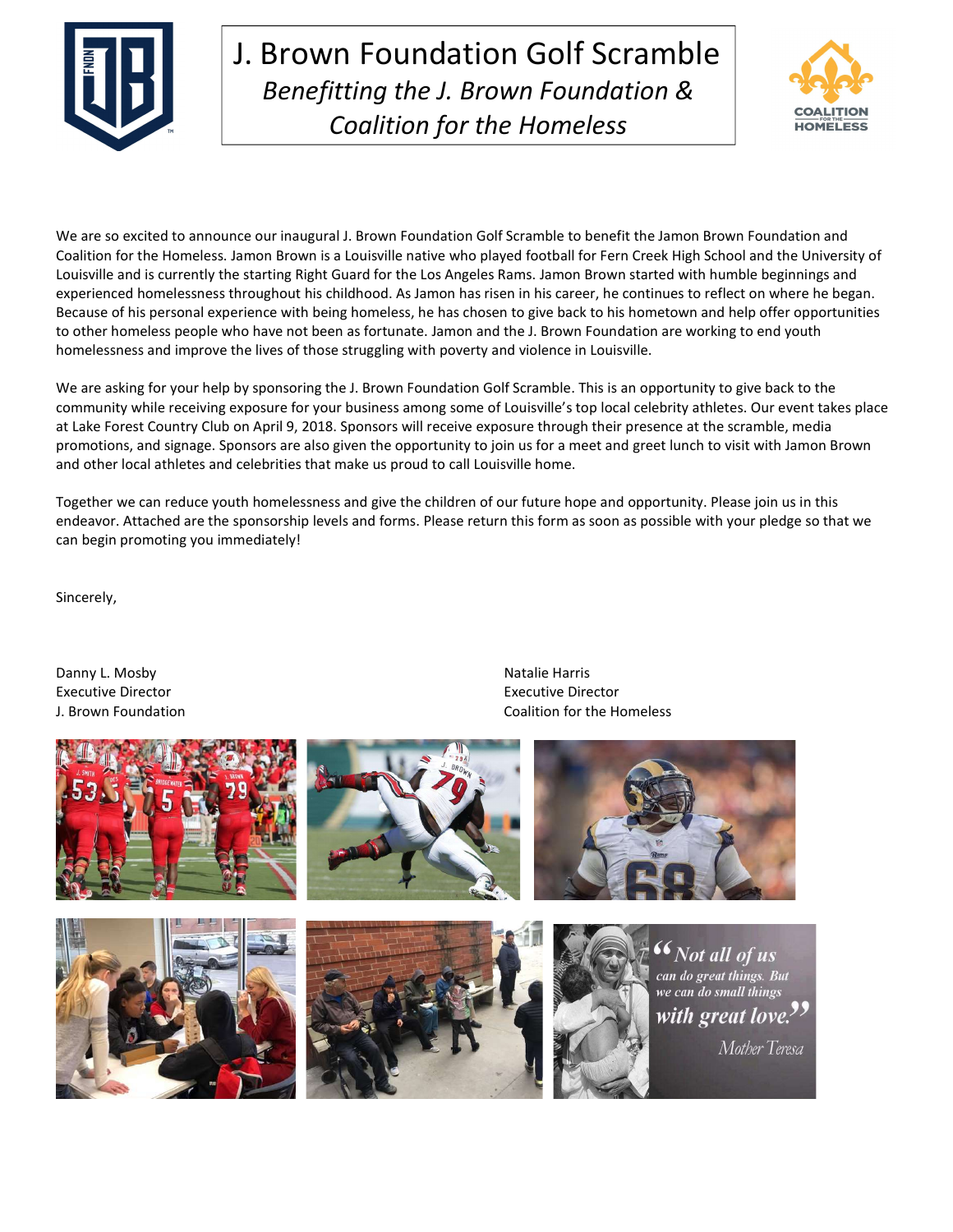# J. Brown Foundation Golf Scramble

*Benefitting the J. Brown Foundation & Coalition for the Homeless*

We are so excited to announce our inaugural J. Brown Foundation Golf Scramble to benefit the Jamon Brown Foundation and Coalition for the Homeless. Jamon Brown is a Louisville native who played football for Fern Creek High School and the University of Louisville and is currently the starting Right Guard for the Los Angeles Rams. Jamon Brown started with humble beginnings and experienced homelessness throughout his childhood. As Jamon has risen in his career, he continues to reflect on where he began. Because of his personal experience with being homeless, he has chosen to give back to his hometown and help offer opportunities to other homeless people who have not been as fortunate. Jamon and the J. Brown Foundation are working to end youth homelessness and improve the lives of those struggling with poverty and violence in Louisville.

We are asking for your help by sponsoring the J. Brown Foundation Golf Scramble. This is an opportunity to give back to the community while receiving exposure for your business among some of Louisville's top local celebrity athletes. Our event takes place at Lake Forest Country Club on April 9, 2018. Sponsors will receive exposure through their presence at the scramble, media promotions, and signage. Sponsors are also given the opportunity to join us for a meet and greet lunch to visit with Jamon Brown and other local athletes and celebrities that make us proud to call Louisville home.

Together we can reduce youth homelessness and give the children of our future hope and opportunity. Please join us in this endeavor. Attached are the sponsorship levels and forms. Please return this form as soon as possible with your pledge so that we can begin promoting you immediately!

Sincerely,

Danny L. Mosby
Executive Director
J. Brown Foundation

Natalie Harris
Executive Director
Coalition for the Homeless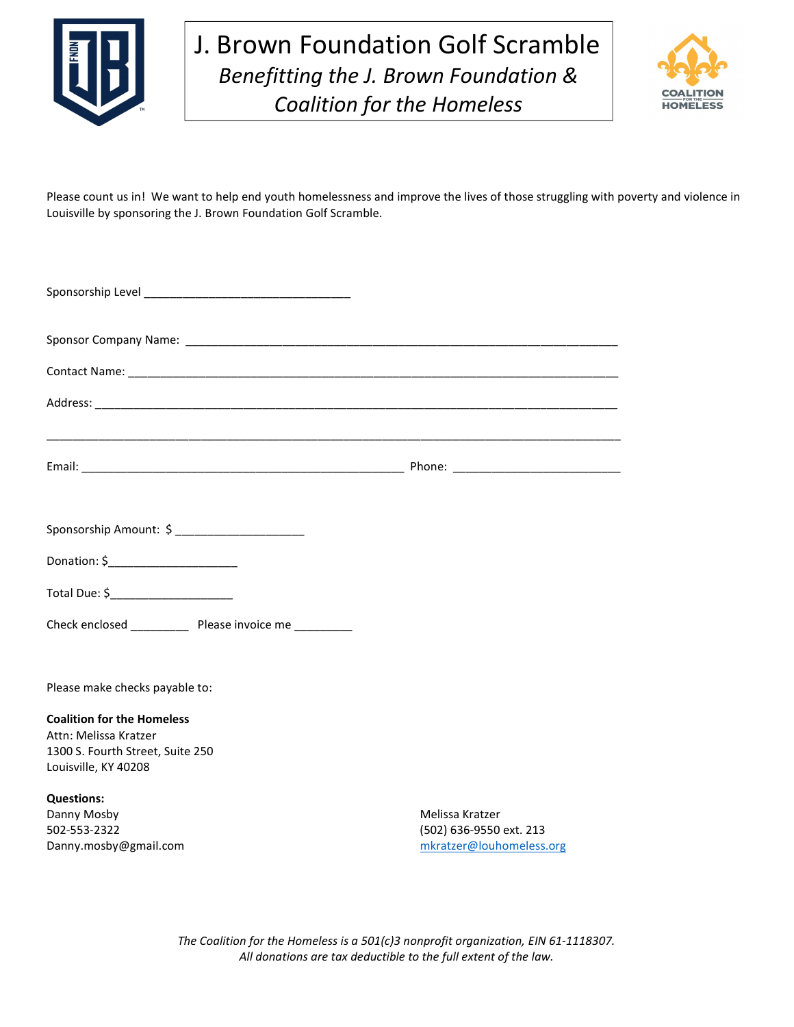# J. Brown Foundation Golf Scramble

*Benefitting the J. Brown Foundation & Coalition for the Homeless*

COALITION FOR THE HOMELESS

Please count us in! We want to help end youth homelessness and improve the lives of those struggling with poverty and violence in Louisville by sponsoring the J. Brown Foundation Golf Scramble.

Sponsorship Level ________________________________

Sponsor Company Name: ___________________________________________________________________

Contact Name: _____________________________________________________________________________

Address: _________________________________________________________________________________

_________________________________________________________________________________________

Email: __________________________________________________ Phone: __________________________

Sponsorship Amount: $ ____________________

Donation: $____________________

Total Due: $___________________

Check enclosed _________ Please invoice me _________

Please make checks payable to:

**Coalition for the Homeless**
Attn: Melissa Kratzer
1300 S. Fourth Street, Suite 250
Louisville, KY 40208

**Questions:**

Danny Mosby
502-553-2322
Danny.mosby@gmail.com

Melissa Kratzer
(502) 636-9550 ext. 213
mkratzer@louhomeless.org

*The Coalition for the Homeless is a 501(c)3 nonprofit organization, EIN 61-1118307.*
*All donations are tax deductible to the full extent of the law.*